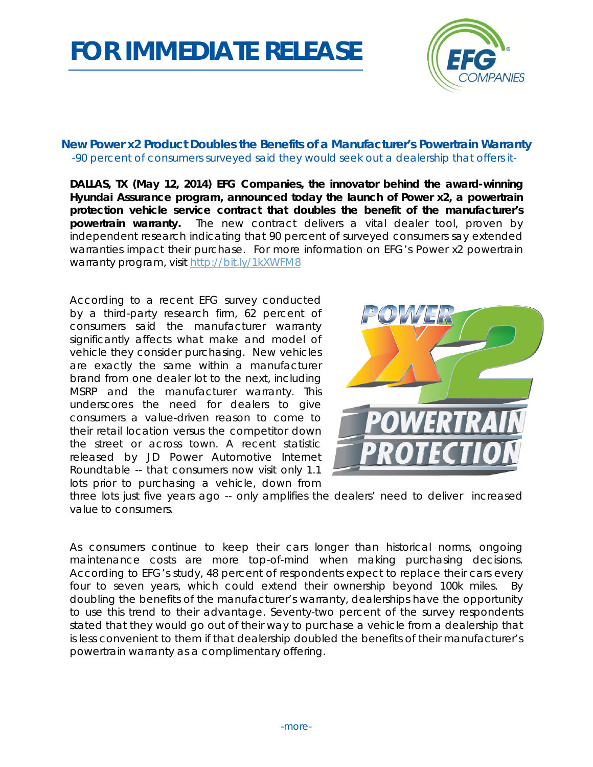# FOR IMMEDIATE RELEASE

## New Power x2 Product Doubles the Benefits of a Manufacturer's Powertrain Warranty

*-90 percent of consumers surveyed said they would seek out a dealership that offers it-*

**DALLAS, TX (May 12, 2014) EFG Companies, the innovator behind the award-winning Hyundai Assurance program, announced today the launch of Power x2, a powertrain protection vehicle service contract that doubles the benefit of the manufacturer's powertrain warranty.** The new contract delivers a vital dealer tool, proven by independent research indicating that 90 percent of surveyed consumers say extended warranties impact their purchase. For more information on EFG's Power x2 powertrain warranty program, visit http://bit.ly/1kXWFM8

According to a recent EFG survey conducted by a third-party research firm, 62 percent of consumers said the manufacturer warranty significantly affects what make and model of vehicle they consider purchasing. New vehicles are exactly the same within a manufacturer brand from one dealer lot to the next, including MSRP and the manufacturer warranty. This underscores the need for dealers to give consumers a value-driven reason to come to their retail location versus the competitor down the street or across town. A recent statistic released by JD Power Automotive Internet Roundtable -- that consumers now visit only 1.1 lots prior to purchasing a vehicle, down from three lots just five years ago -- only amplifies the dealers' need to deliver increased value to consumers.

As consumers continue to keep their cars longer than historical norms, ongoing maintenance costs are more top-of-mind when making purchasing decisions. According to EFG's study, 48 percent of respondents expect to replace their cars every four to seven years, which could extend their ownership beyond 100k miles. By doubling the benefits of the manufacturer's warranty, dealerships have the opportunity to use this trend to their advantage. Seventy-two percent of the survey respondents stated that they would go out of their way to purchase a vehicle from a dealership that is less convenient to them if that dealership doubled the benefits of their manufacturer's powertrain warranty as a complimentary offering.

-more-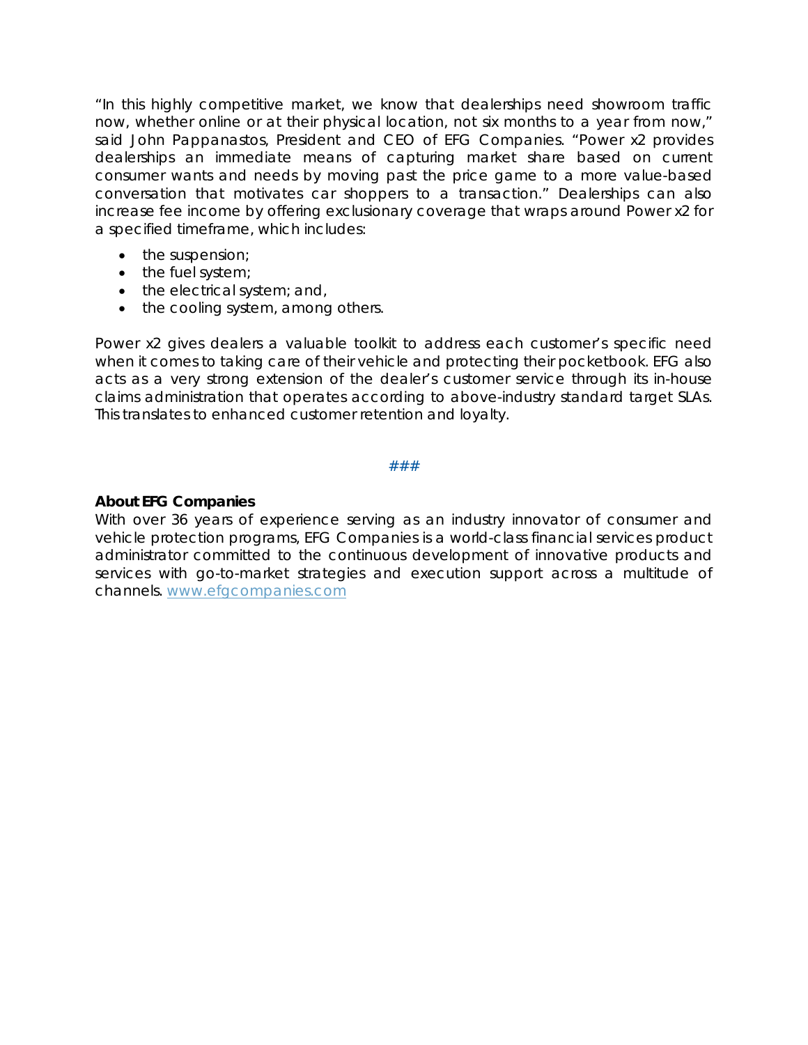"In this highly competitive market, we know that dealerships need showroom traffic now, whether online or at their physical location, not six months to a year from now," said John Pappanastos, President and CEO of EFG Companies. "Power x2 provides dealerships an immediate means of capturing market share based on current consumer wants and needs by moving past the price game to a more value-based conversation that motivates car shoppers to a transaction." Dealerships can also increase fee income by offering exclusionary coverage that wraps around Power x2 for a specified timeframe, which includes:

- the suspension;
- the fuel system;
- the electrical system; and,
- the cooling system, among others.

Power x2 gives dealers a valuable toolkit to address each customer's specific need when it comes to taking care of their vehicle and protecting their pocketbook. EFG also acts as a very strong extension of the dealer's customer service through its in-house claims administration that operates according to above-industry standard target SLAs. This translates to enhanced customer retention and loyalty.

###

**About EFG Companies**

With over 36 years of experience serving as an industry innovator of consumer and vehicle protection programs, EFG Companies is a world-class financial services product administrator committed to the continuous development of innovative products and services with go-to-market strategies and execution support across a multitude of channels. www.efgcompanies.com